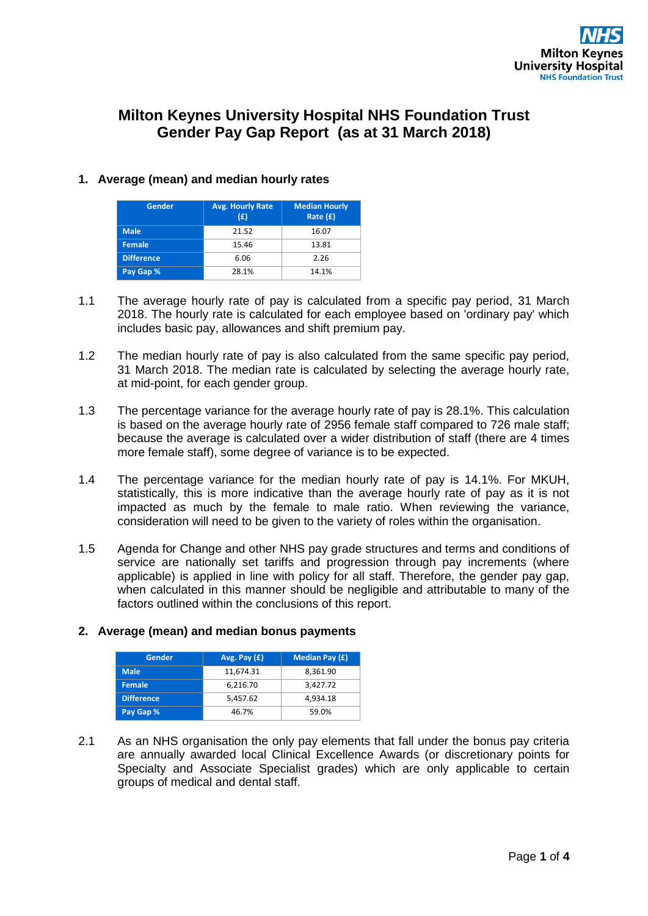# Milton Keynes University Hospital NHS Foundation Trust
# Gender Pay Gap Report (as at 31 March 2018)

## 1. Average (mean) and median hourly rates

| Gender | Avg. Hourly Rate (£) | Median Hourly Rate (£) |
|---|---|---|
| Male | 21.52 | 16.07 |
| Female | 15.46 | 13.81 |
| Difference | 6.06 | 2.26 |
| Pay Gap % | 28.1% | 14.1% |

1.1 The average hourly rate of pay is calculated from a specific pay period, 31 March 2018. The hourly rate is calculated for each employee based on 'ordinary pay' which includes basic pay, allowances and shift premium pay.

1.2 The median hourly rate of pay is also calculated from the same specific pay period, 31 March 2018. The median rate is calculated by selecting the average hourly rate, at mid-point, for each gender group.

1.3 The percentage variance for the average hourly rate of pay is 28.1%. This calculation is based on the average hourly rate of 2956 female staff compared to 726 male staff; because the average is calculated over a wider distribution of staff (there are 4 times more female staff), some degree of variance is to be expected.

1.4 The percentage variance for the median hourly rate of pay is 14.1%. For MKUH, statistically, this is more indicative than the average hourly rate of pay as it is not impacted as much by the female to male ratio. When reviewing the variance, consideration will need to be given to the variety of roles within the organisation.

1.5 Agenda for Change and other NHS pay grade structures and terms and conditions of service are nationally set tariffs and progression through pay increments (where applicable) is applied in line with policy for all staff. Therefore, the gender pay gap, when calculated in this manner should be negligible and attributable to many of the factors outlined within the conclusions of this report.

## 2. Average (mean) and median bonus payments

| Gender | Avg. Pay (£) | Median Pay (£) |
|---|---|---|
| Male | 11,674.31 | 8,361.90 |
| Female | 6,216.70 | 3,427.72 |
| Difference | 5,457.62 | 4,934.18 |
| Pay Gap % | 46.7% | 59.0% |

2.1 As an NHS organisation the only pay elements that fall under the bonus pay criteria are annually awarded local Clinical Excellence Awards (or discretionary points for Specialty and Associate Specialist grades) which are only applicable to certain groups of medical and dental staff.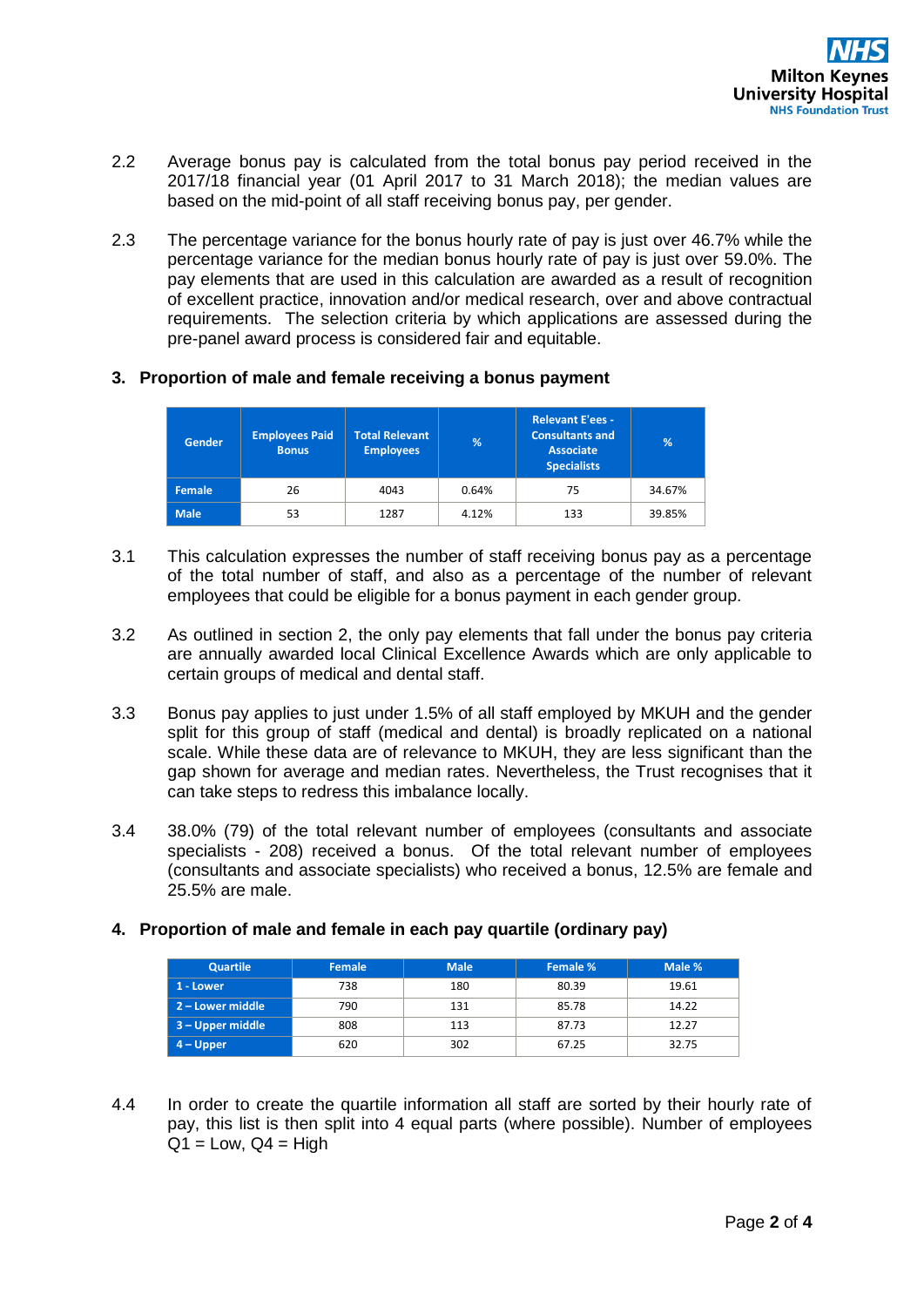2.2 Average bonus pay is calculated from the total bonus pay period received in the 2017/18 financial year (01 April 2017 to 31 March 2018); the median values are based on the mid-point of all staff receiving bonus pay, per gender.

2.3 The percentage variance for the bonus hourly rate of pay is just over 46.7% while the percentage variance for the median bonus hourly rate of pay is just over 59.0%. The pay elements that are used in this calculation are awarded as a result of recognition of excellent practice, innovation and/or medical research, over and above contractual requirements. The selection criteria by which applications are assessed during the pre-panel award process is considered fair and equitable.

## 3. Proportion of male and female receiving a bonus payment

| Gender | Employees Paid Bonus | Total Relevant Employees | % | Relevant E'ees - Consultants and Associate Specialists | % |
|---|---|---|---|---|---|
| Female | 26 | 4043 | 0.64% | 75 | 34.67% |
| Male | 53 | 1287 | 4.12% | 133 | 39.85% |

3.1 This calculation expresses the number of staff receiving bonus pay as a percentage of the total number of staff, and also as a percentage of the number of relevant employees that could be eligible for a bonus payment in each gender group.

3.2 As outlined in section 2, the only pay elements that fall under the bonus pay criteria are annually awarded local Clinical Excellence Awards which are only applicable to certain groups of medical and dental staff.

3.3 Bonus pay applies to just under 1.5% of all staff employed by MKUH and the gender split for this group of staff (medical and dental) is broadly replicated on a national scale. While these data are of relevance to MKUH, they are less significant than the gap shown for average and median rates. Nevertheless, the Trust recognises that it can take steps to redress this imbalance locally.

3.4 38.0% (79) of the total relevant number of employees (consultants and associate specialists - 208) received a bonus. Of the total relevant number of employees (consultants and associate specialists) who received a bonus, 12.5% are female and 25.5% are male.

## 4. Proportion of male and female in each pay quartile (ordinary pay)

| Quartile | Female | Male | Female % | Male % |
|---|---|---|---|---|
| 1 - Lower | 738 | 180 | 80.39 | 19.61 |
| 2 – Lower middle | 790 | 131 | 85.78 | 14.22 |
| 3 – Upper middle | 808 | 113 | 87.73 | 12.27 |
| 4 – Upper | 620 | 302 | 67.25 | 32.75 |

4.4 In order to create the quartile information all staff are sorted by their hourly rate of pay, this list is then split into 4 equal parts (where possible). Number of employees Q1 = Low, Q4 = High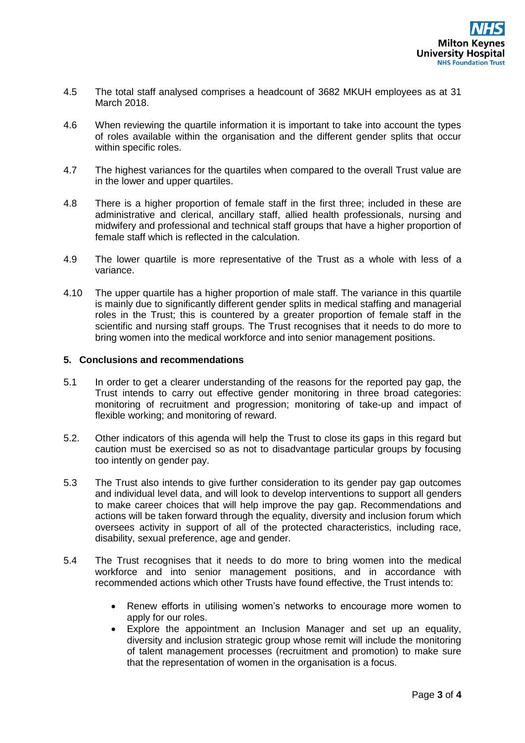4.5 The total staff analysed comprises a headcount of 3682 MKUH employees as at 31 March 2018.

4.6 When reviewing the quartile information it is important to take into account the types of roles available within the organisation and the different gender splits that occur within specific roles.

4.7 The highest variances for the quartiles when compared to the overall Trust value are in the lower and upper quartiles.

4.8 There is a higher proportion of female staff in the first three; included in these are administrative and clerical, ancillary staff, allied health professionals, nursing and midwifery and professional and technical staff groups that have a higher proportion of female staff which is reflected in the calculation.

4.9 The lower quartile is more representative of the Trust as a whole with less of a variance.

4.10 The upper quartile has a higher proportion of male staff. The variance in this quartile is mainly due to significantly different gender splits in medical staffing and managerial roles in the Trust; this is countered by a greater proportion of female staff in the scientific and nursing staff groups. The Trust recognises that it needs to do more to bring women into the medical workforce and into senior management positions.

## 5. Conclusions and recommendations

5.1 In order to get a clearer understanding of the reasons for the reported pay gap, the Trust intends to carry out effective gender monitoring in three broad categories: monitoring of recruitment and progression; monitoring of take-up and impact of flexible working; and monitoring of reward.

5.2. Other indicators of this agenda will help the Trust to close its gaps in this regard but caution must be exercised so as not to disadvantage particular groups by focusing too intently on gender pay.

5.3 The Trust also intends to give further consideration to its gender pay gap outcomes and individual level data, and will look to develop interventions to support all genders to make career choices that will help improve the pay gap. Recommendations and actions will be taken forward through the equality, diversity and inclusion forum which oversees activity in support of all of the protected characteristics, including race, disability, sexual preference, age and gender.

5.4 The Trust recognises that it needs to do more to bring women into the medical workforce and into senior management positions, and in accordance with recommended actions which other Trusts have found effective, the Trust intends to:

- Renew efforts in utilising women's networks to encourage more women to apply for our roles.
- Explore the appointment an Inclusion Manager and set up an equality, diversity and inclusion strategic group whose remit will include the monitoring of talent management processes (recruitment and promotion) to make sure that the representation of women in the organisation is a focus.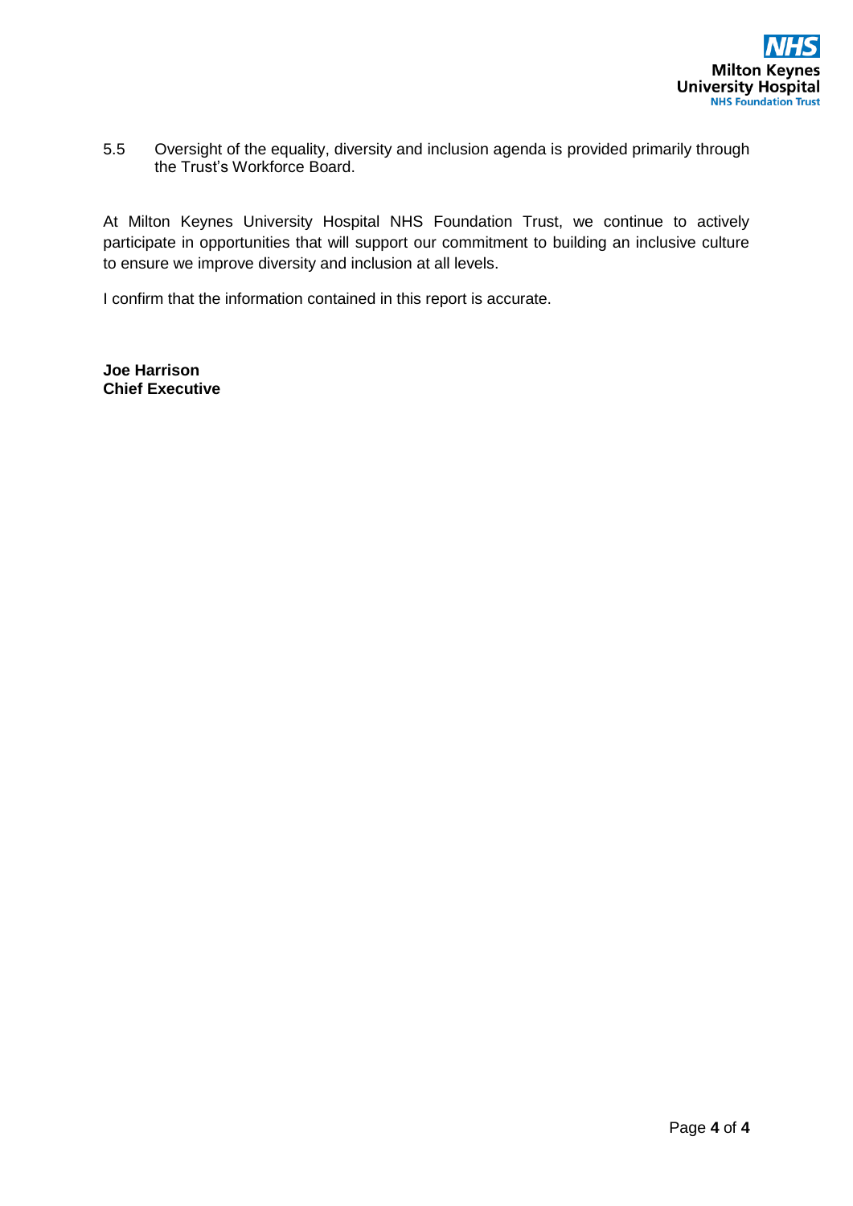5.5 Oversight of the equality, diversity and inclusion agenda is provided primarily through the Trust's Workforce Board.

At Milton Keynes University Hospital NHS Foundation Trust, we continue to actively participate in opportunities that will support our commitment to building an inclusive culture to ensure we improve diversity and inclusion at all levels.

I confirm that the information contained in this report is accurate.

**Joe Harrison**
**Chief Executive**